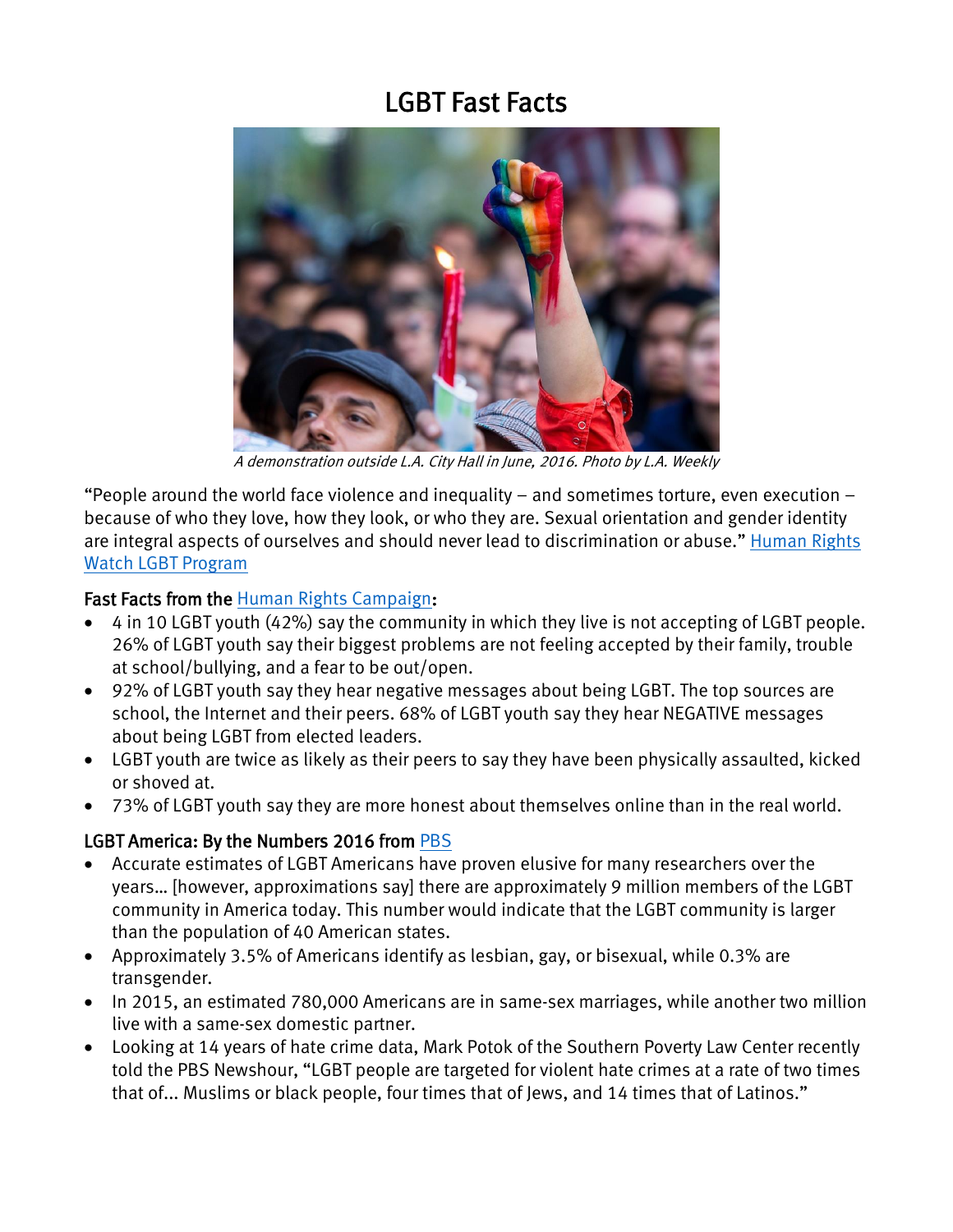# LGBT Fast Facts

*A demonstration outside L.A. City Hall in June, 2016. Photo by L.A. Weekly*

"People around the world face violence and inequality – and sometimes torture, even execution – because of who they love, how they look, or who they are. Sexual orientation and gender identity are integral aspects of ourselves and should never lead to discrimination or abuse." [Human Rights Watch LGBT Program]

### Fast Facts from the [Human Rights Campaign]:

- 4 in 10 LGBT youth (42%) say the community in which they live is not accepting of LGBT people. 26% of LGBT youth say their biggest problems are not feeling accepted by their family, trouble at school/bullying, and a fear to be out/open.
- 92% of LGBT youth say they hear negative messages about being LGBT. The top sources are school, the Internet and their peers. 68% of LGBT youth say they hear NEGATIVE messages about being LGBT from elected leaders.
- LGBT youth are twice as likely as their peers to say they have been physically assaulted, kicked or shoved at.
- 73% of LGBT youth say they are more honest about themselves online than in the real world.

### LGBT America: By the Numbers 2016 from [PBS]

- Accurate estimates of LGBT Americans have proven elusive for many researchers over the years… [however, approximations say] there are approximately 9 million members of the LGBT community in America today. This number would indicate that the LGBT community is larger than the population of 40 American states.
- Approximately 3.5% of Americans identify as lesbian, gay, or bisexual, while 0.3% are transgender.
- In 2015, an estimated 780,000 Americans are in same-sex marriages, while another two million live with a same-sex domestic partner.
- Looking at 14 years of hate crime data, Mark Potok of the Southern Poverty Law Center recently told the PBS Newshour, "LGBT people are targeted for violent hate crimes at a rate of two times that of… Muslims or black people, four times that of Jews, and 14 times that of Latinos."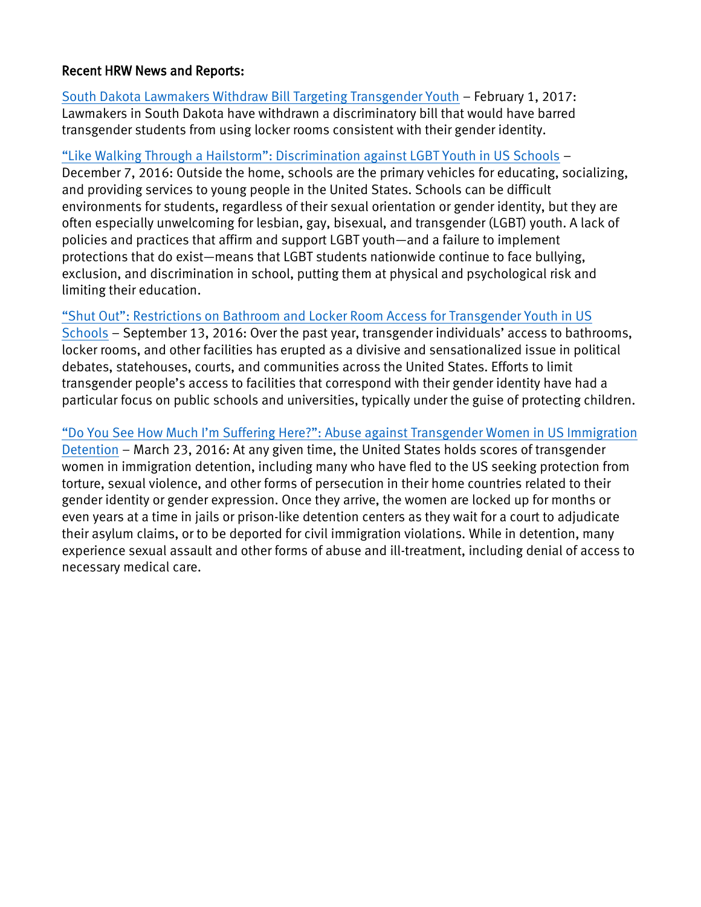### Recent HRW News and Reports:

South Dakota Lawmakers Withdraw Bill Targeting Transgender Youth – February 1, 2017: Lawmakers in South Dakota have withdrawn a discriminatory bill that would have barred transgender students from using locker rooms consistent with their gender identity.

"Like Walking Through a Hailstorm": Discrimination against LGBT Youth in US Schools – December 7, 2016: Outside the home, schools are the primary vehicles for educating, socializing, and providing services to young people in the United States. Schools can be difficult environments for students, regardless of their sexual orientation or gender identity, but they are often especially unwelcoming for lesbian, gay, bisexual, and transgender (LGBT) youth. A lack of policies and practices that affirm and support LGBT youth—and a failure to implement protections that do exist—means that LGBT students nationwide continue to face bullying, exclusion, and discrimination in school, putting them at physical and psychological risk and limiting their education.

"Shut Out": Restrictions on Bathroom and Locker Room Access for Transgender Youth in US Schools – September 13, 2016: Over the past year, transgender individuals' access to bathrooms, locker rooms, and other facilities has erupted as a divisive and sensationalized issue in political debates, statehouses, courts, and communities across the United States. Efforts to limit transgender people's access to facilities that correspond with their gender identity have had a particular focus on public schools and universities, typically under the guise of protecting children.

"Do You See How Much I'm Suffering Here?": Abuse against Transgender Women in US Immigration Detention – March 23, 2016: At any given time, the United States holds scores of transgender women in immigration detention, including many who have fled to the US seeking protection from torture, sexual violence, and other forms of persecution in their home countries related to their gender identity or gender expression. Once they arrive, the women are locked up for months or even years at a time in jails or prison-like detention centers as they wait for a court to adjudicate their asylum claims, or to be deported for civil immigration violations. While in detention, many experience sexual assault and other forms of abuse and ill-treatment, including denial of access to necessary medical care.